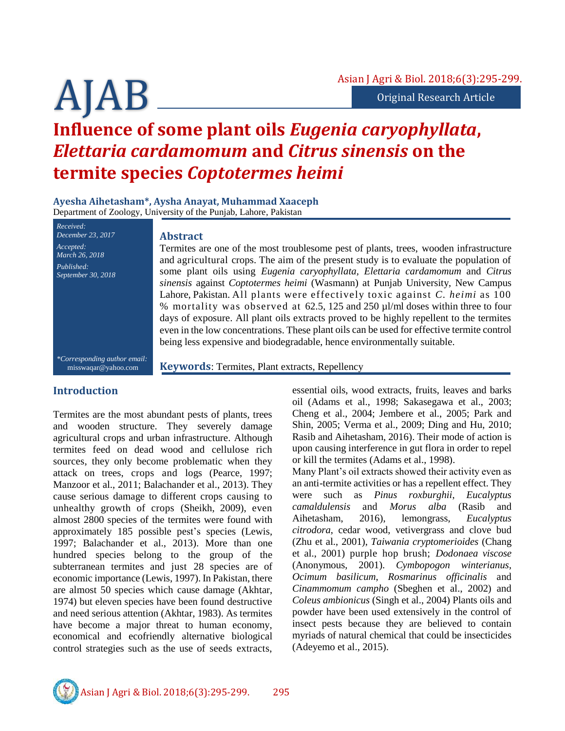Original Research Article

# Influence of some plant oils *Eugenia caryophyllata*, *Elettaria cardamomum* and *Citrus sinensis* on the termite species *Coptotermes heimi*

**Ayesha Aihetasham\*, Aysha Anayat, Muhammad Xaaceph**

Department of Zoology, University of the Punjab, Lahore, Pakistan

*Received:* *December 23, 2017*

*Accepted:* *March 26, 2018*

*Published:* *September 30, 2018*

*\*Corresponding author email:* misswaqar@yahoo.com

## Abstract

Termites are one of the most troublesome pest of plants, trees, wooden infrastructure and agricultural crops. The aim of the present study is to evaluate the population of some plant oils using *Eugenia caryophyllata, Elettaria cardamomum* and *Citrus sinensis* against *Coptotermes heimi* (Wasmann) at Punjab University, New Campus Lahore, Pakistan. All plants were effectively toxic against *C. heimi* as 100 % mortality was observed at 62.5, 125 and 250 µl/ml doses within three to four days of exposure. All plant oils extracts proved to be highly repellent to the termites even in the low concentrations. These plant oils can be used for effective termite control being less expensive and biodegradable, hence environmentally suitable.

**Keywords**: Termites, Plant extracts, Repellency

## Introduction

Termites are the most abundant pests of plants, trees and wooden structure. They severely damage agricultural crops and urban infrastructure. Although termites feed on dead wood and cellulose rich sources, they only become problematic when they attack on trees, crops and logs (Pearce, 1997; Manzoor et al., 2011; Balachander et al., 2013). They cause serious damage to different crops causing to unhealthy growth of crops (Sheikh, 2009), even almost 2800 species of the termites were found with approximately 185 possible pest's species (Lewis, 1997; Balachander et al., 2013). More than one hundred species belong to the group of the subterranean termites and just 28 species are of economic importance (Lewis, 1997). In Pakistan, there are almost 50 species which cause damage (Akhtar, 1974) but eleven species have been found destructive and need serious attention (Akhtar, 1983). As termites have become a major threat to human economy, economical and ecofriendly alternative biological control strategies such as the use of seeds extracts, essential oils, wood extracts, fruits, leaves and barks oil (Adams et al., 1998; Sakasegawa et al., 2003; Cheng et al., 2004; Jembere et al., 2005; Park and Shin, 2005; Verma et al., 2009; Ding and Hu, 2010; Rasib and Aihetasham, 2016). Their mode of action is upon causing interference in gut flora in order to repel or kill the termites (Adams et al., 1998).

Many Plant's oil extracts showed their activity even as an anti-termite activities or has a repellent effect. They were such as *Pinus roxburghii*, *Eucalyptus camaldulensis* and *Morus alba* (Rasib and Aihetasham, 2016), lemongrass, *Eucalyptus citrodora*, cedar wood, vetivergrass and clove bud (Zhu et al., 2001), *Taiwania cryptomerioides* (Chang et al., 2001) purple hop brush; *Dodonaea viscose* (Anonymous, 2001). *Cymbopogon winterianus*, *Ocimum basilicum*, *Rosmarinus officinalis* and *Cinammomum campho* (Sbeghen et al., 2002) and *Coleus ambionicus* (Singh et al., 2004) Plants oils and powder have been used extensively in the control of insect pests because they are believed to contain myriads of natural chemical that could be insecticides (Adeyemo et al., 2015).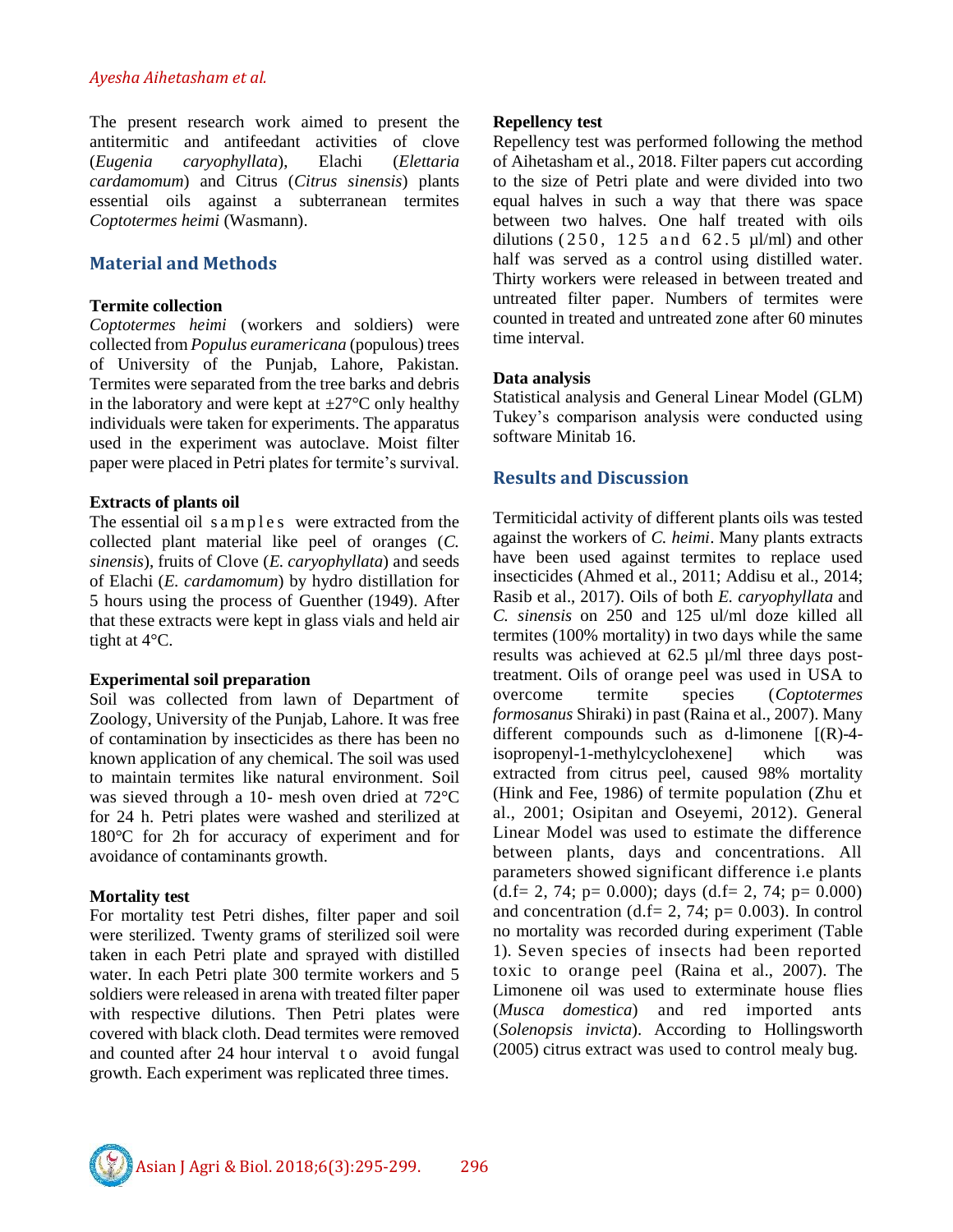The present research work aimed to present the antitermitic and antifeedant activities of clove (*Eugenia caryophyllata*), Elachi (*Elettaria cardamomum*) and Citrus (*Citrus sinensis*) plants essential oils against a subterranean termites *Coptotermes heimi* (Wasmann).

## Material and Methods

### Termite collection

*Coptotermes heimi* (workers and soldiers) were collected from *Populus euramericana* (populous) trees of University of the Punjab, Lahore, Pakistan. Termites were separated from the tree barks and debris in the laboratory and were kept at ±27°C only healthy individuals were taken for experiments. The apparatus used in the experiment was autoclave. Moist filter paper were placed in Petri plates for termite's survival.

### Extracts of plants oil

The essential oil samples were extracted from the collected plant material like peel of oranges (*C. sinensis*), fruits of Clove (*E. caryophyllata*) and seeds of Elachi (*E. cardamomum*) by hydro distillation for 5 hours using the process of Guenther (1949). After that these extracts were kept in glass vials and held air tight at 4°C.

### Experimental soil preparation

Soil was collected from lawn of Department of Zoology, University of the Punjab, Lahore. It was free of contamination by insecticides as there has been no known application of any chemical. The soil was used to maintain termites like natural environment. Soil was sieved through a 10- mesh oven dried at 72°C for 24 h. Petri plates were washed and sterilized at 180°C for 2h for accuracy of experiment and for avoidance of contaminants growth.

### Mortality test

For mortality test Petri dishes, filter paper and soil were sterilized. Twenty grams of sterilized soil were taken in each Petri plate and sprayed with distilled water. In each Petri plate 300 termite workers and 5 soldiers were released in arena with treated filter paper with respective dilutions. Then Petri plates were covered with black cloth. Dead termites were removed and counted after 24 hour interval to avoid fungal growth. Each experiment was replicated three times.

### Repellency test

Repellency test was performed following the method of Aihetasham et al., 2018. Filter papers cut according to the size of Petri plate and were divided into two equal halves in such a way that there was space between two halves. One half treated with oils dilutions (250, 125 and 62.5 µl/ml) and other half was served as a control using distilled water. Thirty workers were released in between treated and untreated filter paper. Numbers of termites were counted in treated and untreated zone after 60 minutes time interval.

### Data analysis

Statistical analysis and General Linear Model (GLM) Tukey's comparison analysis were conducted using software Minitab 16.

## Results and Discussion

Termiticidal activity of different plants oils was tested against the workers of *C. heimi*. Many plants extracts have been used against termites to replace used insecticides (Ahmed et al., 2011; Addisu et al., 2014; Rasib et al., 2017). Oils of both *E. caryophyllata* and *C. sinensis* on 250 and 125 ul/ml doze killed all termites (100% mortality) in two days while the same results was achieved at 62.5 µl/ml three days post-treatment. Oils of orange peel was used in USA to overcome termite species (*Coptotermes formosanus* Shiraki) in past (Raina et al., 2007). Many different compounds such as d-limonene [(R)-4-isopropenyl-1-methylcyclohexene] which was extracted from citrus peel, caused 98% mortality (Hink and Fee, 1986) of termite population (Zhu et al., 2001; Osipitan and Oseyemi, 2012). General Linear Model was used to estimate the difference between plants, days and concentrations. All parameters showed significant difference i.e plants (d.f= 2, 74; p= 0.000); days (d.f= 2, 74; p= 0.000) and concentration (d.f= 2, 74; p= 0.003). In control no mortality was recorded during experiment (Table 1). Seven species of insects had been reported toxic to orange peel (Raina et al., 2007). The Limonene oil was used to exterminate house flies (*Musca domestica*) and red imported ants (*Solenopsis invicta*). According to Hollingsworth (2005) citrus extract was used to control mealy bug.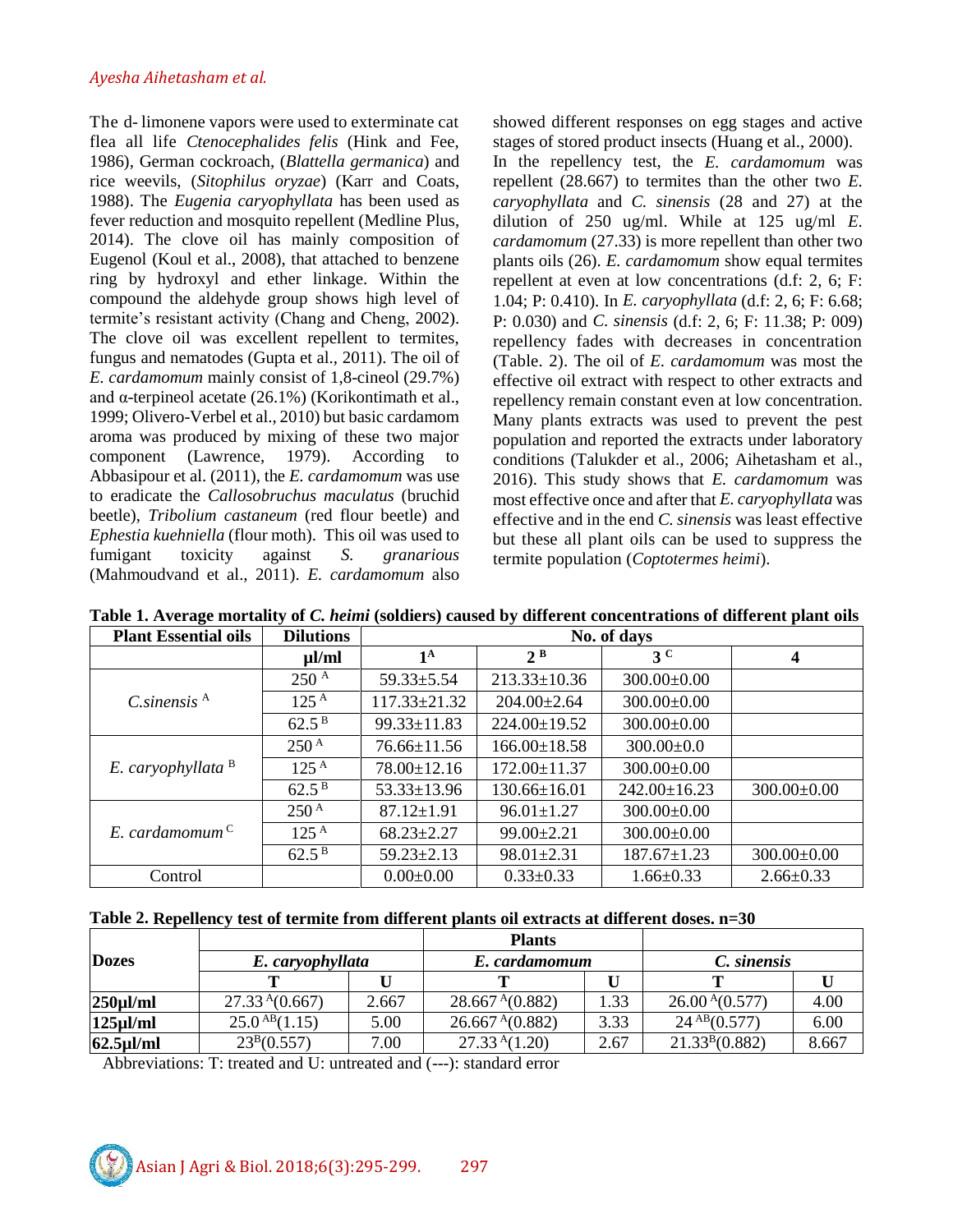The d- limonene vapors were used to exterminate cat flea all life *Ctenocephalides felis* (Hink and Fee, 1986), German cockroach, (*Blattella germanica*) and rice weevils, (*Sitophilus oryzae*) (Karr and Coats, 1988). The *Eugenia caryophyllata* has been used as fever reduction and mosquito repellent (Medline Plus, 2014). The clove oil has mainly composition of Eugenol (Koul et al., 2008), that attached to benzene ring by hydroxyl and ether linkage. Within the compound the aldehyde group shows high level of termite's resistant activity (Chang and Cheng, 2002). The clove oil was excellent repellent to termites, fungus and nematodes (Gupta et al., 2011). The oil of *E. cardamomum* mainly consist of 1,8-cineol (29.7%) and α-terpineol acetate (26.1%) (Korikontimath et al., 1999; Olivero-Verbel et al., 2010) but basic cardamom aroma was produced by mixing of these two major component (Lawrence, 1979). According to Abbasipour et al. (2011), the *E. cardamomum* was use to eradicate the *Callosobruchus maculatus* (bruchid beetle), *Tribolium castaneum* (red flour beetle) and *Ephestia kuehniella* (flour moth). This oil was used to fumigant toxicity against *S. granarious* (Mahmoudvand et al., 2011). *E. cardamomum* also showed different responses on egg stages and active stages of stored product insects (Huang et al., 2000).

In the repellency test, the *E. cardamomum* was repellent (28.667) to termites than the other two *E. caryophyllata* and *C. sinensis* (28 and 27) at the dilution of 250 ug/ml. While at 125 ug/ml *E. cardamomum* (27.33) is more repellent than other two plants oils (26). *E. cardamomum* show equal termites repellent at even at low concentrations (d.f: 2, 6; F: 1.04; P: 0.410). In *E. caryophyllata* (d.f: 2, 6; F: 6.68; P: 0.030) and *C. sinensis* (d.f: 2, 6; F: 11.38; P: 009) repellency fades with decreases in concentration (Table. 2). The oil of *E. cardamomum* was most the effective oil extract with respect to other extracts and repellency remain constant even at low concentration. Many plants extracts was used to prevent the pest population and reported the extracts under laboratory conditions (Talukder et al., 2006; Aihetasham et al., 2016). This study shows that *E. cardamomum* was most effective once and after that *E. caryophyllata* was effective and in the end *C. sinensis* was least effective but these all plant oils can be used to suppress the termite population (*Coptotermes heimi*).

**Table 1. Average mortality of *C. heimi* (soldiers) caused by different concentrations of different plant oils**

| Plant Essential oils | Dilutions | No. of days | | | |
|---|---|---|---|---|---|
| | µl/ml | 1[A] | 2[B] | 3[C] | 4 |
| *C.sinensis*[A] | 250[A] | 59.33±5.54 | 213.33±10.36 | 300.00±0.00 | |
| | 125[A] | 117.33±21.32 | 204.00±2.64 | 300.00±0.00 | |
| | 62.5[B] | 99.33±11.83 | 224.00±19.52 | 300.00±0.00 | |
| *E. caryophyllata*[B] | 250[A] | 76.66±11.56 | 166.00±18.58 | 300.00±0.0 | |
| | 125[A] | 78.00±12.16 | 172.00±11.37 | 300.00±0.00 | |
| | 62.5[B] | 53.33±13.96 | 130.66±16.01 | 242.00±16.23 | 300.00±0.00 |
| *E. cardamomum*[C] | 250[A] | 87.12±1.91 | 96.01±1.27 | 300.00±0.00 | |
| | 125[A] | 68.23±2.27 | 99.00±2.21 | 300.00±0.00 | |
| | 62.5[B] | 59.23±2.13 | 98.01±2.31 | 187.67±1.23 | 300.00±0.00 |
| Control | | 0.00±0.00 | 0.33±0.33 | 1.66±0.33 | 2.66±0.33 |

**Table 2. Repellency test of termite from different plants oil extracts at different doses. n=30**

| Dozes | Plants | | | | | |
|---|---|---|---|---|---|---|
| | *E. caryophyllata* | | *E. cardamomum* | | *C. sinensis* | |
| | T | U | T | U | T | U |
| **250µl/ml** | 27.33[A](0.667) | 2.667 | 28.667[A](0.882) | 1.33 | 26.00[A](0.577) | 4.00 |
| **125µl/ml** | 25.0[AB](1.15) | 5.00 | 26.667[A](0.882) | 3.33 | 24[AB](0.577) | 6.00 |
| **62.5µl/ml** | 23[B](0.557) | 7.00 | 27.33[A](1.20) | 2.67 | 21.33[B](0.882) | 8.667 |

Abbreviations: T: treated and U: untreated and (---): standard error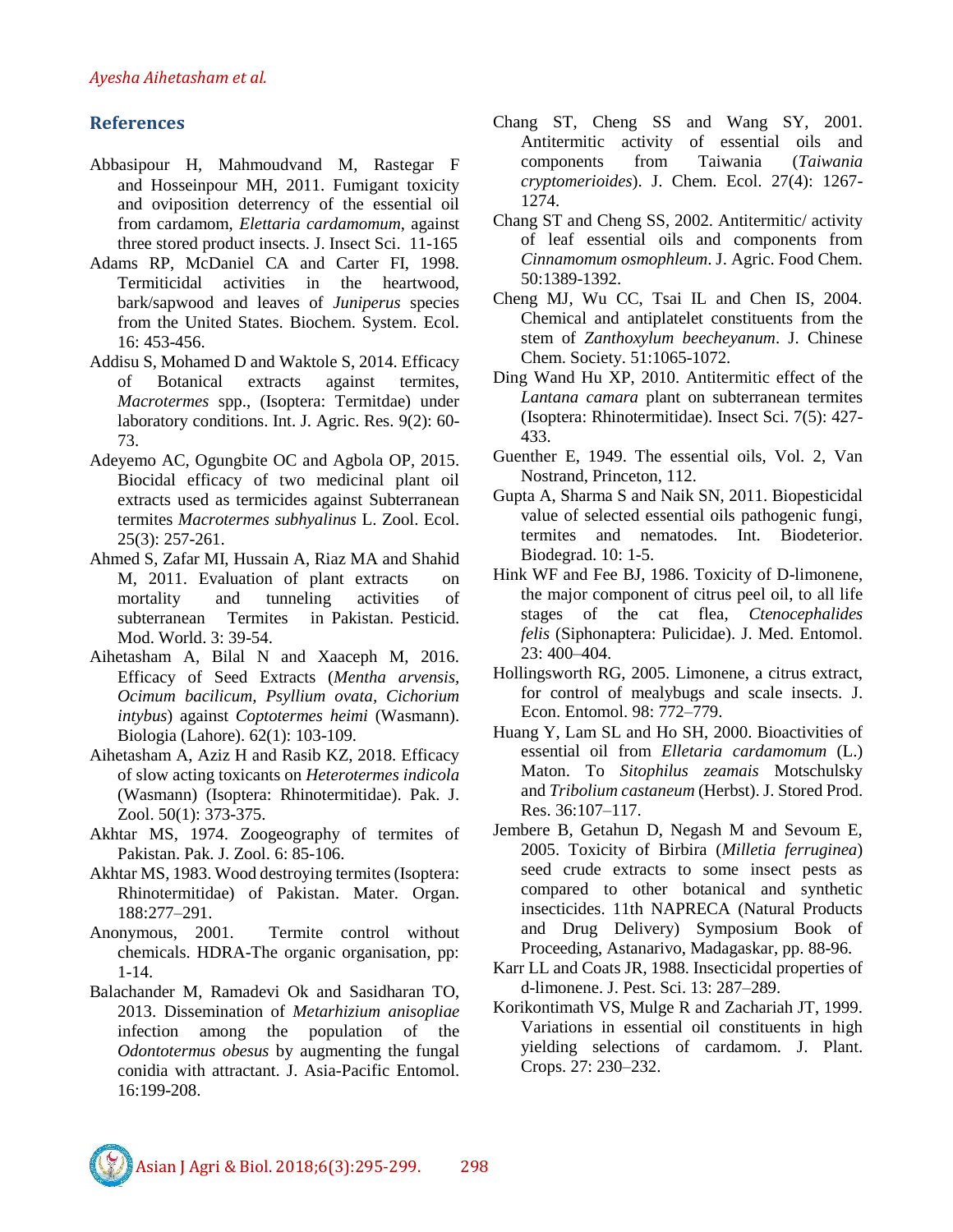## References

Abbasipour H, Mahmoudvand M, Rastegar F and Hosseinpour MH, 2011. Fumigant toxicity and oviposition deterrency of the essential oil from cardamom, *Elettaria cardamomum*, against three stored product insects. J. Insect Sci. 11-165

Adams RP, McDaniel CA and Carter FI, 1998. Termiticidal activities in the heartwood, bark/sapwood and leaves of *Juniperus* species from the United States. Biochem. System. Ecol. 16: 453-456.

Addisu S, Mohamed D and Waktole S, 2014. Efficacy of Botanical extracts against termites, *Macrotermes* spp., (Isoptera: Termitdae) under laboratory conditions. Int. J. Agric. Res. 9(2): 60-73.

Adeyemo AC, Ogungbite OC and Agbola OP, 2015. Biocidal efficacy of two medicinal plant oil extracts used as termicides against Subterranean termites *Macrotermes subhyalinus* L. Zool. Ecol. 25(3): 257-261.

Ahmed S, Zafar MI, Hussain A, Riaz MA and Shahid M, 2011. Evaluation of plant extracts on mortality and tunneling activities of subterranean Termites in Pakistan. Pesticid. Mod. World. 3: 39-54.

Aihetasham A, Bilal N and Xaaceph M, 2016. Efficacy of Seed Extracts (*Mentha arvensis, Ocimum bacilicum, Psyllium ovata, Cichorium intybus*) against *Coptotermes heimi* (Wasmann). Biologia (Lahore). 62(1): 103-109.

Aihetasham A, Aziz H and Rasib KZ, 2018. Efficacy of slow acting toxicants on *Heterotermes indicola* (Wasmann) (Isoptera: Rhinotermitidae). Pak. J. Zool. 50(1): 373-375.

Akhtar MS, 1974. Zoogeography of termites of Pakistan. Pak. J. Zool. 6: 85-106.

Akhtar MS, 1983. Wood destroying termites (Isoptera: Rhinotermitidae) of Pakistan. Mater. Organ. 188:277–291.

Anonymous, 2001. Termite control without chemicals. HDRA-The organic organisation, pp: 1-14.

Balachander M, Ramadevi Ok and Sasidharan TO, 2013. Dissemination of *Metarhizium anisopliae* infection among the population of the *Odontotermus obesus* by augmenting the fungal conidia with attractant. J. Asia-Pacific Entomol. 16:199-208.

Chang ST, Cheng SS and Wang SY, 2001. Antitermitic activity of essential oils and components from Taiwania (*Taiwania cryptomerioides*). J. Chem. Ecol. 27(4): 1267-1274.

Chang ST and Cheng SS, 2002. Antitermitic/ activity of leaf essential oils and components from *Cinnamomum osmophleum*. J. Agric. Food Chem. 50:1389-1392.

Cheng MJ, Wu CC, Tsai IL and Chen IS, 2004. Chemical and antiplatelet constituents from the stem of *Zanthoxylum beecheyanum*. J. Chinese Chem. Society. 51:1065-1072.

Ding Wand Hu XP, 2010. Antitermitic effect of the *Lantana camara* plant on subterranean termites (Isoptera: Rhinotermitidae). Insect Sci. 7(5): 427-433.

Guenther E, 1949. The essential oils, Vol. 2, Van Nostrand, Princeton, 112.

Gupta A, Sharma S and Naik SN, 2011. Biopesticidal value of selected essential oils pathogenic fungi, termites and nematodes. Int. Biodeterior. Biodegrad. 10: 1-5.

Hink WF and Fee BJ, 1986. Toxicity of D-limonene, the major component of citrus peel oil, to all life stages of the cat flea, *Ctenocephalides felis* (Siphonaptera: Pulicidae). J. Med. Entomol. 23: 400–404.

Hollingsworth RG, 2005. Limonene, a citrus extract, for control of mealybugs and scale insects. J. Econ. Entomol. 98: 772–779.

Huang Y, Lam SL and Ho SH, 2000. Bioactivities of essential oil from *Elletaria cardamomum* (L.) Maton. To *Sitophilus zeamais* Motschulsky and *Tribolium castaneum* (Herbst). J. Stored Prod. Res. 36:107–117.

Jembere B, Getahun D, Negash M and Sevoum E, 2005. Toxicity of Birbira (*Milletia ferruginea*) seed crude extracts to some insect pests as compared to other botanical and synthetic insecticides. 11th NAPRECA (Natural Products and Drug Delivery) Symposium Book of Proceeding, Astanarivo, Madagaskar, pp. 88-96.

Karr LL and Coats JR, 1988. Insecticidal properties of d-limonene. J. Pest. Sci. 13: 287–289.

Korikontimath VS, Mulge R and Zachariah JT, 1999. Variations in essential oil constituents in high yielding selections of cardamom. J. Plant. Crops. 27: 230–232.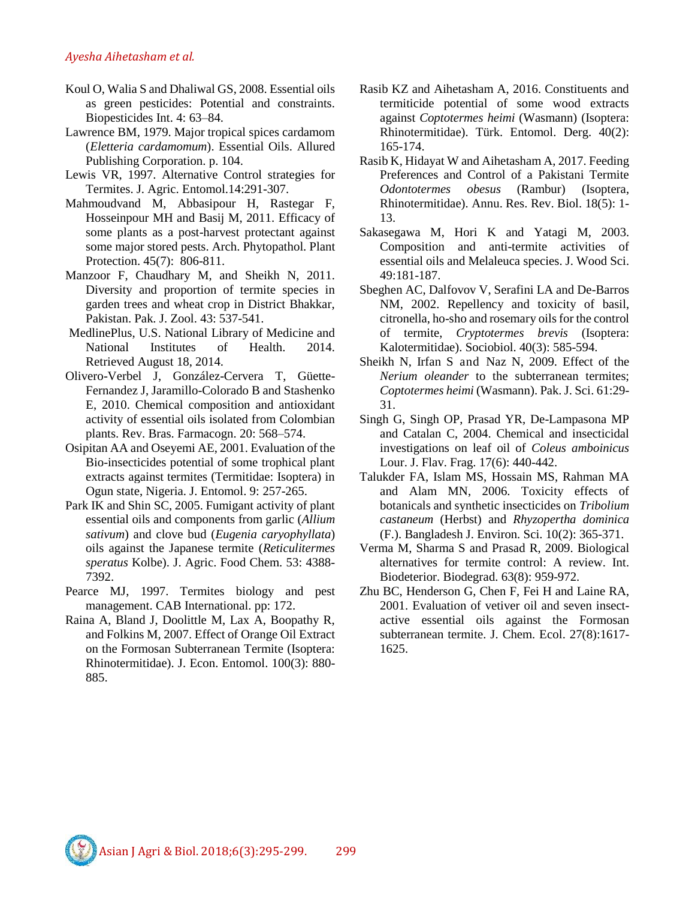Koul O, Walia S and Dhaliwal GS, 2008. Essential oils as green pesticides: Potential and constraints. Biopesticides Int. 4: 63–84.

Lawrence BM, 1979. Major tropical spices cardamom (*Eletteria cardamomum*). Essential Oils. Allured Publishing Corporation. p. 104.

Lewis VR, 1997. Alternative Control strategies for Termites. J. Agric. Entomol.14:291-307.

Mahmoudvand M, Abbasipour H, Rastegar F, Hosseinpour MH and Basij M, 2011. Efficacy of some plants as a post-harvest protectant against some major stored pests. Arch. Phytopathol. Plant Protection. 45(7): 806-811.

Manzoor F, Chaudhary M, and Sheikh N, 2011. Diversity and proportion of termite species in garden trees and wheat crop in District Bhakkar, Pakistan. Pak. J. Zool. 43: 537-541.

MedlinePlus, U.S. National Library of Medicine and National Institutes of Health. 2014. Retrieved August 18, 2014.

Olivero-Verbel J, González-Cervera T, Güette-Fernandez J, Jaramillo-Colorado B and Stashenko E, 2010. Chemical composition and antioxidant activity of essential oils isolated from Colombian plants. Rev. Bras. Farmacogn. 20: 568–574.

Osipitan AA and Oseyemi AE, 2001. Evaluation of the Bio-insecticides potential of some trophical plant extracts against termites (Termitidae: Isoptera) in Ogun state, Nigeria. J. Entomol. 9: 257-265.

Park IK and Shin SC, 2005. Fumigant activity of plant essential oils and components from garlic (*Allium sativum*) and clove bud (*Eugenia caryophyllata*) oils against the Japanese termite (*Reticulitermes speratus* Kolbe). J. Agric. Food Chem. 53: 4388-7392.

Pearce MJ, 1997. Termites biology and pest management. CAB International. pp: 172.

Raina A, Bland J, Doolittle M, Lax A, Boopathy R, and Folkins M, 2007. Effect of Orange Oil Extract on the Formosan Subterranean Termite (Isoptera: Rhinotermitidae). J. Econ. Entomol. 100(3): 880-885.

Rasib KZ and Aihetasham A, 2016. Constituents and termiticide potential of some wood extracts against *Coptotermes heimi* (Wasmann) (Isoptera: Rhinotermitidae). Türk. Entomol. Derg. 40(2): 165-174.

Rasib K, Hidayat W and Aihetasham A, 2017. Feeding Preferences and Control of a Pakistani Termite *Odontotermes obesus* (Rambur) (Isoptera, Rhinotermitidae). Annu. Res. Rev. Biol. 18(5): 1-13.

Sakasegawa M, Hori K and Yatagi M, 2003. Composition and anti-termite activities of essential oils and Melaleuca species. J. Wood Sci. 49:181-187.

Sbeghen AC, Dalfovov V, Serafini LA and De-Barros NM, 2002. Repellency and toxicity of basil, citronella, ho-sho and rosemary oils for the control of termite, *Cryptotermes brevis* (Isoptera: Kalotermitidae). Sociobiol. 40(3): 585-594.

Sheikh N, Irfan S and Naz N, 2009. Effect of the *Nerium oleander* to the subterranean termites; *Coptotermes heimi* (Wasmann). Pak. J. Sci. 61:29-31.

Singh G, Singh OP, Prasad YR, De-Lampasona MP and Catalan C, 2004. Chemical and insecticidal investigations on leaf oil of *Coleus amboinicus* Lour. J. Flav. Frag. 17(6): 440-442.

Talukder FA, Islam MS, Hossain MS, Rahman MA and Alam MN, 2006. Toxicity effects of botanicals and synthetic insecticides on *Tribolium castaneum* (Herbst) and *Rhyzopertha dominica* (F.). Bangladesh J. Environ. Sci. 10(2): 365-371.

Verma M, Sharma S and Prasad R, 2009. Biological alternatives for termite control: A review. Int. Biodeterior. Biodegrad. 63(8): 959-972.

Zhu BC, Henderson G, Chen F, Fei H and Laine RA, 2001. Evaluation of vetiver oil and seven insect-active essential oils against the Formosan subterranean termite. J. Chem. Ecol. 27(8):1617-1625.